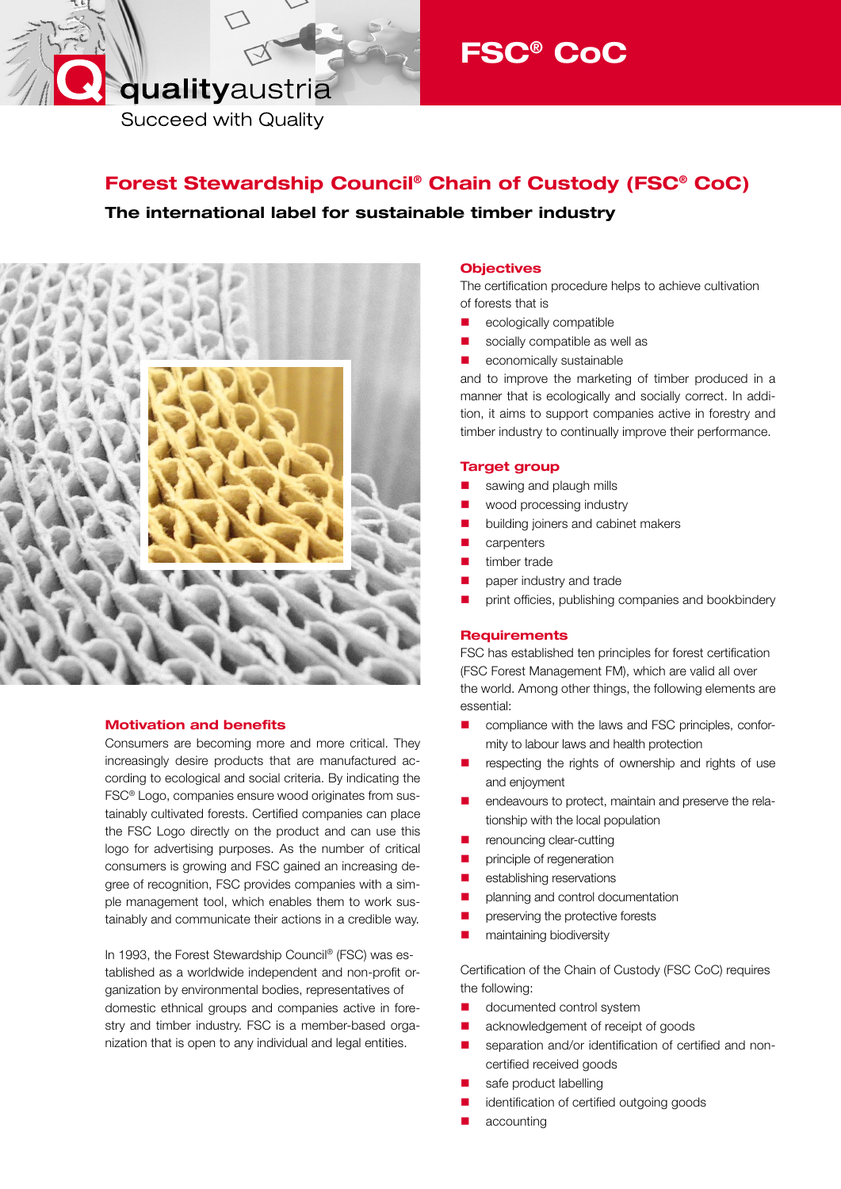qualityaustria
Succeed with Quality

# FSC® CoC

## Forest Stewardship Council® Chain of Custody (FSC® CoC)

**The international label for sustainable timber industry**

### Motivation and benefits

Consumers are becoming more and more critical. They increasingly desire products that are manufactured according to ecological and social criteria. By indicating the FSC® Logo, companies ensure wood originates from sustainably cultivated forests. Certified companies can place the FSC Logo directly on the product and can use this logo for advertising purposes. As the number of critical consumers is growing and FSC gained an increasing degree of recognition, FSC provides companies with a simple management tool, which enables them to work sustainably and communicate their actions in a credible way.

In 1993, the Forest Stewardship Council® (FSC) was established as a worldwide independent and non-profit organization by environmental bodies, representatives of domestic ethnical groups and companies active in forestry and timber industry. FSC is a member-based organization that is open to any individual and legal entities.

### Objectives

The certification procedure helps to achieve cultivation of forests that is

- ecologically compatible
- socially compatible as well as
- economically sustainable

and to improve the marketing of timber produced in a manner that is ecologically and socially correct. In addition, it aims to support companies active in forestry and timber industry to continually improve their performance.

### Target group

- sawing and plaugh mills
- wood processing industry
- building joiners and cabinet makers
- carpenters
- timber trade
- paper industry and trade
- print officies, publishing companies and bookbindery

### Requirements

FSC has established ten principles for forest certification (FSC Forest Management FM), which are valid all over the world. Among other things, the following elements are essential:

- compliance with the laws and FSC principles, conformity to labour laws and health protection
- respecting the rights of ownership and rights of use and enjoyment
- endeavours to protect, maintain and preserve the relationship with the local population
- renouncing clear-cutting
- principle of regeneration
- establishing reservations
- planning and control documentation
- preserving the protective forests
- maintaining biodiversity

Certification of the Chain of Custody (FSC CoC) requires the following:

- documented control system
- acknowledgement of receipt of goods
- separation and/or identification of certified and non-certified received goods
- safe product labelling
- identification of certified outgoing goods
- accounting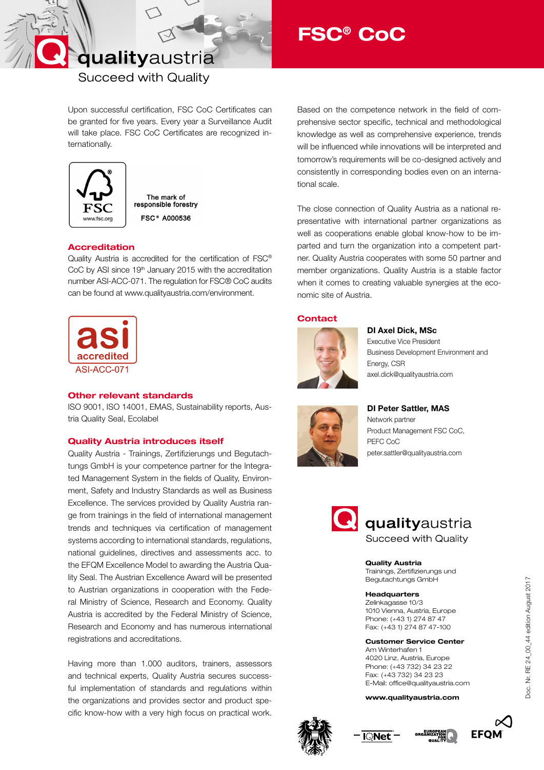# FSC® CoC

qualityaustria
Succeed with Quality

Upon successful certification, FSC CoC Certificates can be granted for five years. Every year a Surveillance Audit will take place. FSC CoC Certificates are recognized internationally.

FSC
www.fsc.org

The mark of responsible forestry

FSC® A000536

## Accreditation

Quality Austria is accredited for the certification of FSC® CoC by ASI since 19th January 2015 with the accreditation number ASI-ACC-071. The regulation for FSC® CoC audits can be found at www.qualityaustria.com/environment.

asi accredited
ASI-ACC-071

## Other relevant standards

ISO 9001, ISO 14001, EMAS, Sustainability reports, Austria Quality Seal, Ecolabel

## Quality Austria introduces itself

Quality Austria - Trainings, Zertifizierungs und Begutachtungs GmbH is your competence partner for the Integrated Management System in the fields of Quality, Environment, Safety and Industry Standards as well as Business Excellence. The services provided by Quality Austria range from trainings in the field of international management trends and techniques via certification of management systems according to international standards, regulations, national guidelines, directives and assessments acc. to the EFQM Excellence Model to awarding the Austria Quality Seal. The Austrian Excellence Award will be presented to Austrian organizations in cooperation with the Federal Ministry of Science, Research and Economy. Quality Austria is accredited by the Federal Ministry of Science, Research and Economy and has numerous international registrations and accreditations.

Having more than 1.000 auditors, trainers, assessors and technical experts, Quality Austria secures successful implementation of standards and regulations within the organizations and provides sector and product specific know-how with a very high focus on practical work.

Based on the competence network in the field of comprehensive sector specific, technical and methodological knowledge as well as comprehensive experience, trends will be influenced while innovations will be interpreted and tomorrow's requirements will be co-designed actively and consistently in corresponding bodies even on an international scale.

The close connection of Quality Austria as a national representative with international partner organizations as well as cooperations enable global know-how to be imparted and turn the organization into a competent partner. Quality Austria cooperates with some 50 partner and member organizations. Quality Austria is a stable factor when it comes to creating valuable synergies at the economic site of Austria.

## Contact

**DI Axel Dick, MSc**
Executive Vice President
Business Development Environment and Energy, CSR
axel.dick@qualityaustria.com

**DI Peter Sattler, MAS**
Network partner
Product Management FSC CoC, PEFC CoC
peter.sattler@qualityaustria.com

qualityaustria
Succeed with Quality

**Quality Austria**
Trainings, Zertifizierungs und Begutachtungs GmbH

**Headquarters**
Zelinkagasse 10/3
1010 Vienna, Austria, Europe
Phone: (+43 1) 274 87 47
Fax: (+43 1) 274 87 47-100

**Customer Service Center**
Am Winterhafen 1
4020 Linz, Austria, Europe
Phone: (+43 732) 34 23 22
Fax: (+43 732) 34 23 23
E-Mail: office@qualityaustria.com

**www.qualityaustria.com**

IQNet — European Organization for Quality — EFQM

Doc. Nr. RE 24_00_44 edition August 2017